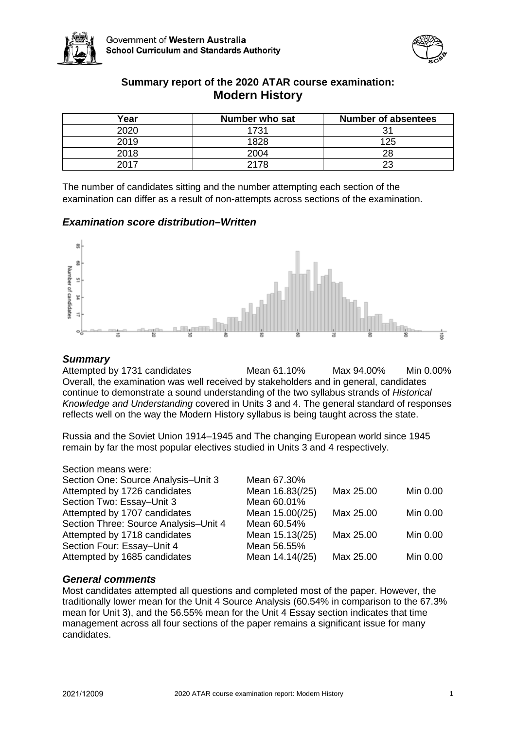Government of **Western Australia**
**School Curriculum and Standards Authority**

## Summary report of the 2020 ATAR course examination: Modern History

| Year | Number who sat | Number of absentees |
|---|---|---|
| 2020 | 1731 | 31 |
| 2019 | 1828 | 125 |
| 2018 | 2004 | 28 |
| 2017 | 2178 | 23 |

The number of candidates sitting and the number attempting each section of the examination can differ as a result of non-attempts across sections of the examination.

### *Examination score distribution–Written*

### *Summary*

Attempted by 1731 candidates Mean 61.10% Max 94.00% Min 0.00%

Overall, the examination was well received by stakeholders and in general, candidates continue to demonstrate a sound understanding of the two syllabus strands of *Historical Knowledge and Understanding* covered in Units 3 and 4. The general standard of responses reflects well on the way the Modern History syllabus is being taught across the state.

Russia and the Soviet Union 1914–1945 and The changing European world since 1945 remain by far the most popular electives studied in Units 3 and 4 respectively.

Section means were:

| | | | |
|---|---|---|---|
| Section One: Source Analysis–Unit 3 | Mean 67.30% | | |
| Attempted by 1726 candidates | Mean 16.83(/25) | Max 25.00 | Min 0.00 |
| Section Two: Essay–Unit 3 | Mean 60.01% | | |
| Attempted by 1707 candidates | Mean 15.00(/25) | Max 25.00 | Min 0.00 |
| Section Three: Source Analysis–Unit 4 | Mean 60.54% | | |
| Attempted by 1718 candidates | Mean 15.13(/25) | Max 25.00 | Min 0.00 |
| Section Four: Essay–Unit 4 | Mean 56.55% | | |
| Attempted by 1685 candidates | Mean 14.14(/25) | Max 25.00 | Min 0.00 |

### *General comments*

Most candidates attempted all questions and completed most of the paper. However, the traditionally lower mean for the Unit 4 Source Analysis (60.54% in comparison to the 67.3% mean for Unit 3), and the 56.55% mean for the Unit 4 Essay section indicates that time management across all four sections of the paper remains a significant issue for many candidates.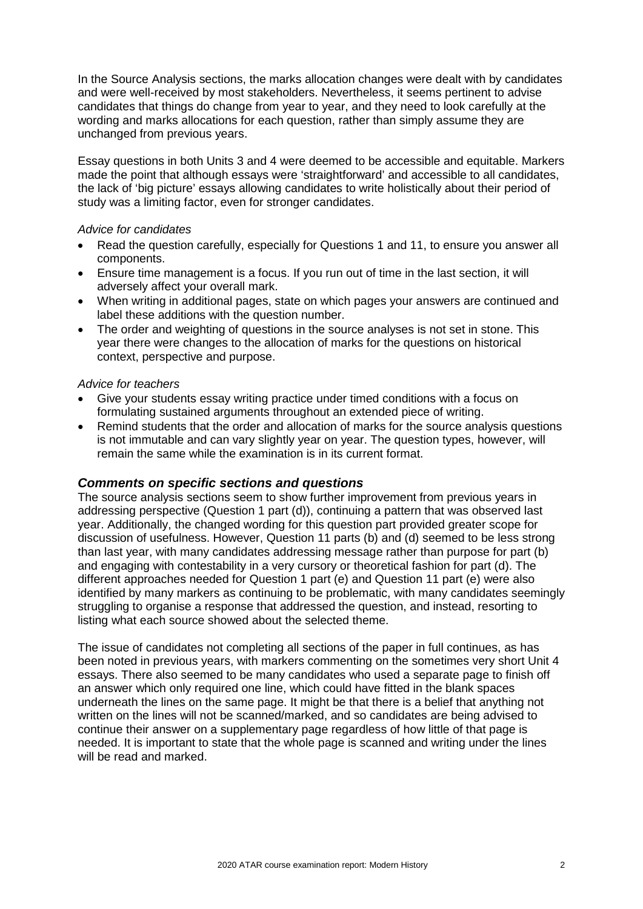In the Source Analysis sections, the marks allocation changes were dealt with by candidates and were well-received by most stakeholders. Nevertheless, it seems pertinent to advise candidates that things do change from year to year, and they need to look carefully at the wording and marks allocations for each question, rather than simply assume they are unchanged from previous years.

Essay questions in both Units 3 and 4 were deemed to be accessible and equitable. Markers made the point that although essays were 'straightforward' and accessible to all candidates, the lack of 'big picture' essays allowing candidates to write holistically about their period of study was a limiting factor, even for stronger candidates.

*Advice for candidates*

- Read the question carefully, especially for Questions 1 and 11, to ensure you answer all components.
- Ensure time management is a focus. If you run out of time in the last section, it will adversely affect your overall mark.
- When writing in additional pages, state on which pages your answers are continued and label these additions with the question number.
- The order and weighting of questions in the source analyses is not set in stone. This year there were changes to the allocation of marks for the questions on historical context, perspective and purpose.

*Advice for teachers*

- Give your students essay writing practice under timed conditions with a focus on formulating sustained arguments throughout an extended piece of writing.
- Remind students that the order and allocation of marks for the source analysis questions is not immutable and can vary slightly year on year. The question types, however, will remain the same while the examination is in its current format.

### *Comments on specific sections and questions*

The source analysis sections seem to show further improvement from previous years in addressing perspective (Question 1 part (d)), continuing a pattern that was observed last year. Additionally, the changed wording for this question part provided greater scope for discussion of usefulness. However, Question 11 parts (b) and (d) seemed to be less strong than last year, with many candidates addressing message rather than purpose for part (b) and engaging with contestability in a very cursory or theoretical fashion for part (d). The different approaches needed for Question 1 part (e) and Question 11 part (e) were also identified by many markers as continuing to be problematic, with many candidates seemingly struggling to organise a response that addressed the question, and instead, resorting to listing what each source showed about the selected theme.

The issue of candidates not completing all sections of the paper in full continues, as has been noted in previous years, with markers commenting on the sometimes very short Unit 4 essays. There also seemed to be many candidates who used a separate page to finish off an answer which only required one line, which could have fitted in the blank spaces underneath the lines on the same page. It might be that there is a belief that anything not written on the lines will not be scanned/marked, and so candidates are being advised to continue their answer on a supplementary page regardless of how little of that page is needed. It is important to state that the whole page is scanned and writing under the lines will be read and marked.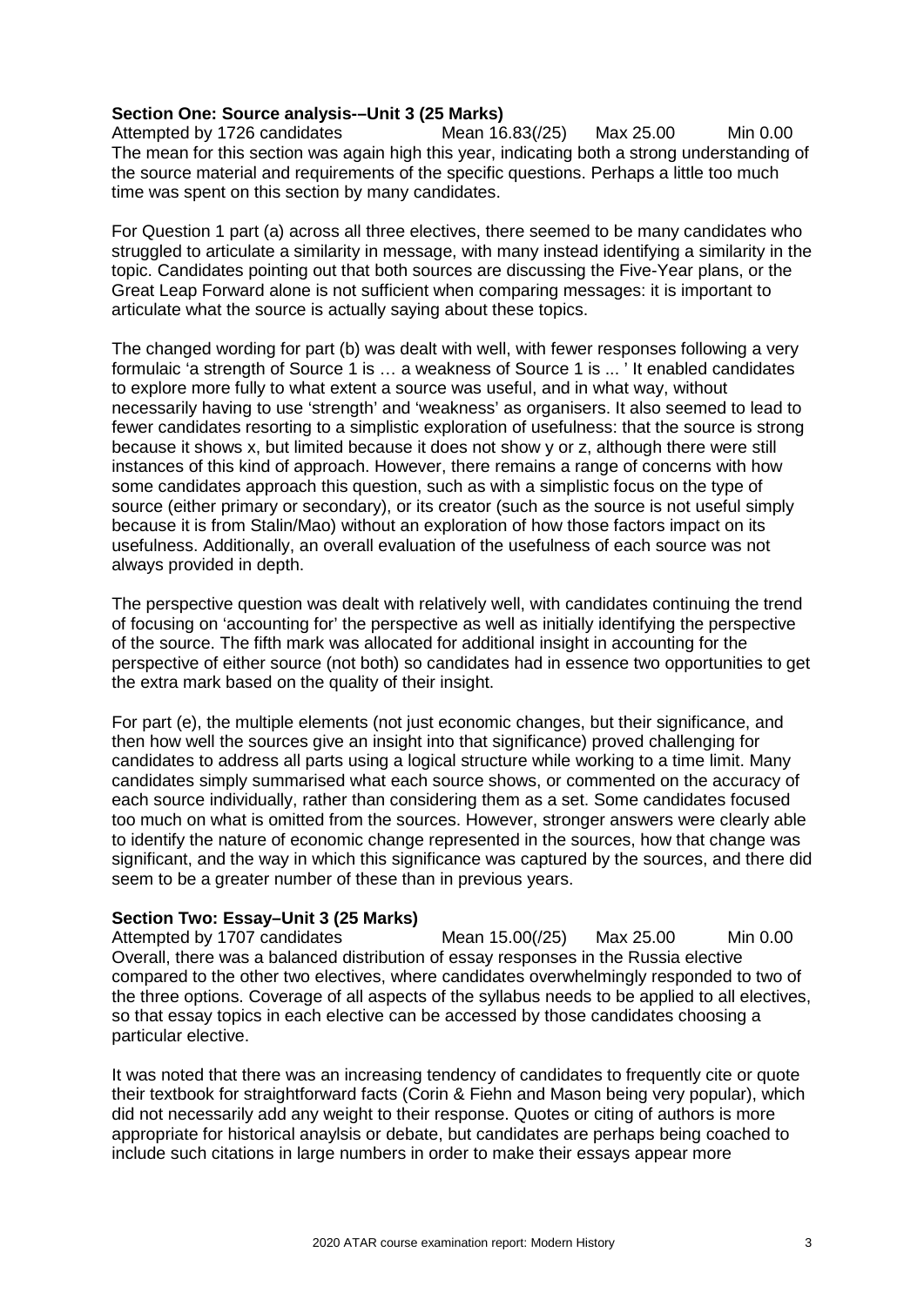**Section One: Source analysis-–Unit 3 (25 Marks)**

Attempted by 1726 candidates     Mean 16.83(/25)     Max 25.00     Min 0.00

The mean for this section was again high this year, indicating both a strong understanding of the source material and requirements of the specific questions. Perhaps a little too much time was spent on this section by many candidates.

For Question 1 part (a) across all three electives, there seemed to be many candidates who struggled to articulate a similarity in message, with many instead identifying a similarity in the topic. Candidates pointing out that both sources are discussing the Five-Year plans, or the Great Leap Forward alone is not sufficient when comparing messages: it is important to articulate what the source is actually saying about these topics.

The changed wording for part (b) was dealt with well, with fewer responses following a very formulaic 'a strength of Source 1 is … a weakness of Source 1 is ... ' It enabled candidates to explore more fully to what extent a source was useful, and in what way, without necessarily having to use 'strength' and 'weakness' as organisers. It also seemed to lead to fewer candidates resorting to a simplistic exploration of usefulness: that the source is strong because it shows x, but limited because it does not show y or z, although there were still instances of this kind of approach. However, there remains a range of concerns with how some candidates approach this question, such as with a simplistic focus on the type of source (either primary or secondary), or its creator (such as the source is not useful simply because it is from Stalin/Mao) without an exploration of how those factors impact on its usefulness. Additionally, an overall evaluation of the usefulness of each source was not always provided in depth.

The perspective question was dealt with relatively well, with candidates continuing the trend of focusing on 'accounting for' the perspective as well as initially identifying the perspective of the source. The fifth mark was allocated for additional insight in accounting for the perspective of either source (not both) so candidates had in essence two opportunities to get the extra mark based on the quality of their insight.

For part (e), the multiple elements (not just economic changes, but their significance, and then how well the sources give an insight into that significance) proved challenging for candidates to address all parts using a logical structure while working to a time limit. Many candidates simply summarised what each source shows, or commented on the accuracy of each source individually, rather than considering them as a set. Some candidates focused too much on what is omitted from the sources. However, stronger answers were clearly able to identify the nature of economic change represented in the sources, how that change was significant, and the way in which this significance was captured by the sources, and there did seem to be a greater number of these than in previous years.

**Section Two: Essay–Unit 3 (25 Marks)**

Attempted by 1707 candidates     Mean 15.00(/25)     Max 25.00     Min 0.00

Overall, there was a balanced distribution of essay responses in the Russia elective compared to the other two electives, where candidates overwhelmingly responded to two of the three options. Coverage of all aspects of the syllabus needs to be applied to all electives, so that essay topics in each elective can be accessed by those candidates choosing a particular elective.

It was noted that there was an increasing tendency of candidates to frequently cite or quote their textbook for straightforward facts (Corin & Fiehn and Mason being very popular), which did not necessarily add any weight to their response. Quotes or citing of authors is more appropriate for historical anaylsis or debate, but candidates are perhaps being coached to include such citations in large numbers in order to make their essays appear more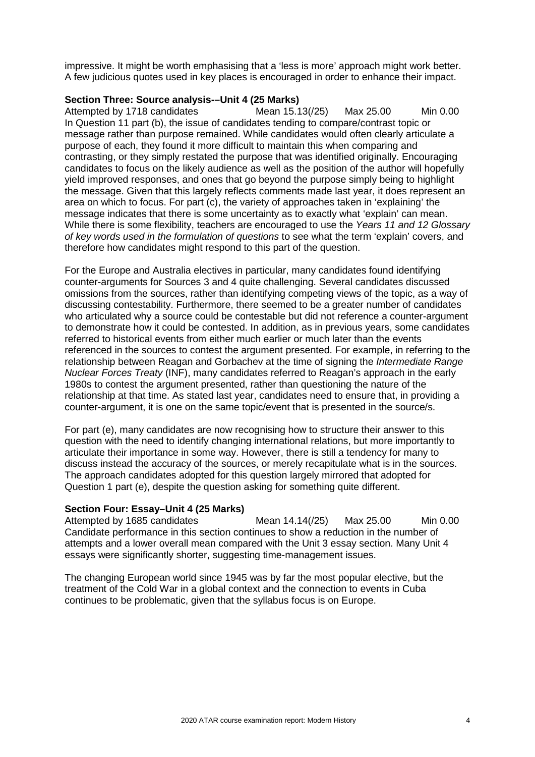impressive. It might be worth emphasising that a 'less is more' approach might work better. A few judicious quotes used in key places is encouraged in order to enhance their impact.

**Section Three: Source analysis-–Unit 4 (25 Marks)**

Attempted by 1718 candidates Mean 15.13(/25) Max 25.00 Min 0.00

In Question 11 part (b), the issue of candidates tending to compare/contrast topic or message rather than purpose remained. While candidates would often clearly articulate a purpose of each, they found it more difficult to maintain this when comparing and contrasting, or they simply restated the purpose that was identified originally. Encouraging candidates to focus on the likely audience as well as the position of the author will hopefully yield improved responses, and ones that go beyond the purpose simply being to highlight the message. Given that this largely reflects comments made last year, it does represent an area on which to focus. For part (c), the variety of approaches taken in 'explaining' the message indicates that there is some uncertainty as to exactly what 'explain' can mean. While there is some flexibility, teachers are encouraged to use the *Years 11 and 12 Glossary of key words used in the formulation of questions* to see what the term 'explain' covers, and therefore how candidates might respond to this part of the question.

For the Europe and Australia electives in particular, many candidates found identifying counter-arguments for Sources 3 and 4 quite challenging. Several candidates discussed omissions from the sources, rather than identifying competing views of the topic, as a way of discussing contestability. Furthermore, there seemed to be a greater number of candidates who articulated why a source could be contestable but did not reference a counter-argument to demonstrate how it could be contested. In addition, as in previous years, some candidates referred to historical events from either much earlier or much later than the events referenced in the sources to contest the argument presented. For example, in referring to the relationship between Reagan and Gorbachev at the time of signing the *Intermediate Range Nuclear Forces Treaty* (INF), many candidates referred to Reagan's approach in the early 1980s to contest the argument presented, rather than questioning the nature of the relationship at that time. As stated last year, candidates need to ensure that, in providing a counter-argument, it is one on the same topic/event that is presented in the source/s.

For part (e), many candidates are now recognising how to structure their answer to this question with the need to identify changing international relations, but more importantly to articulate their importance in some way. However, there is still a tendency for many to discuss instead the accuracy of the sources, or merely recapitulate what is in the sources. The approach candidates adopted for this question largely mirrored that adopted for Question 1 part (e), despite the question asking for something quite different.

**Section Four: Essay–Unit 4 (25 Marks)**

Attempted by 1685 candidates Mean 14.14(/25) Max 25.00 Min 0.00

Candidate performance in this section continues to show a reduction in the number of attempts and a lower overall mean compared with the Unit 3 essay section. Many Unit 4 essays were significantly shorter, suggesting time-management issues.

The changing European world since 1945 was by far the most popular elective, but the treatment of the Cold War in a global context and the connection to events in Cuba continues to be problematic, given that the syllabus focus is on Europe.